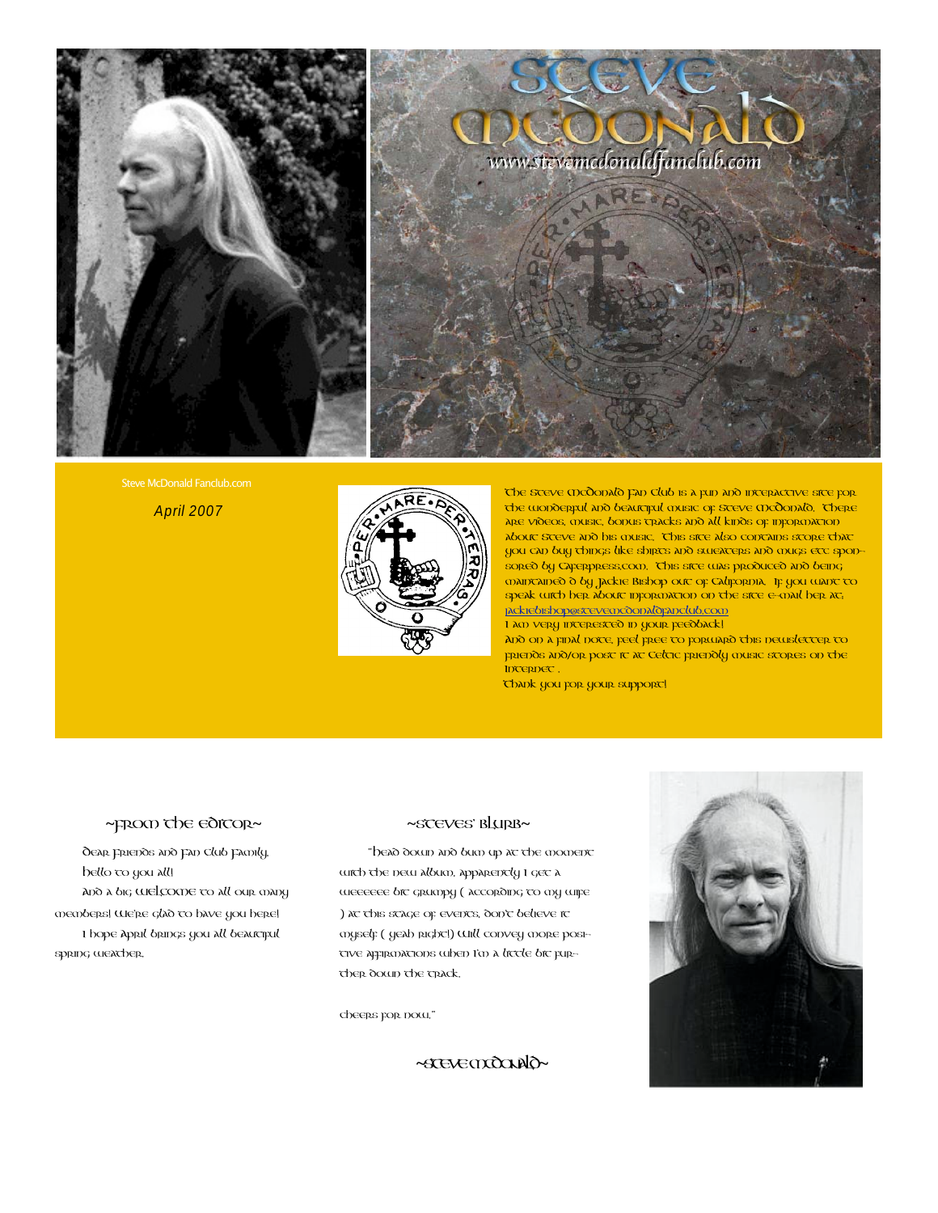# Steve McDonald

www.stevemcdonaldfanclub.com

Steve McDonald Fanclub.com

*April 2007*

The Steve McDonald Fan Club is a fun and interactive site for the wonderful and beautiful music of Steve McDonald. There are videos, music, bonus tracks and all kinds of information about Steve and his music. This site also contains store that you can buy things like shirts and sweaters and mugs etc sponsored by Caferpress.com. This site was produced and being maintained d by Jackie Bishop out of California. If you want to speak with her about information on the site e-mail her at: jackiebishop@stevemcdonaldfanclub.com

I am very interested in your feedback!

And on a final note, feel free to forward this newsletter to friends and/or post it at Celtic friendly music stores on the internet .

Thank you for your support!

## ~From the Editor~

Dear Friends and Fan Club Family,

Hello to you all!

And a big welcome to all our many members! We're glad to have you here!

I hope April brings you all beautiful spring weather.

## ~Steves' Blurb~

"Head down and bum up at the moment with the new album, apparently I get a weeeeee bit grumpy ( according to my wife ) at this stage of events, don't believe it myself ( yeah right!) Will convey more positive affirmations when I'm a little bit further down the track.

Cheers for now."

~Steve McDonald~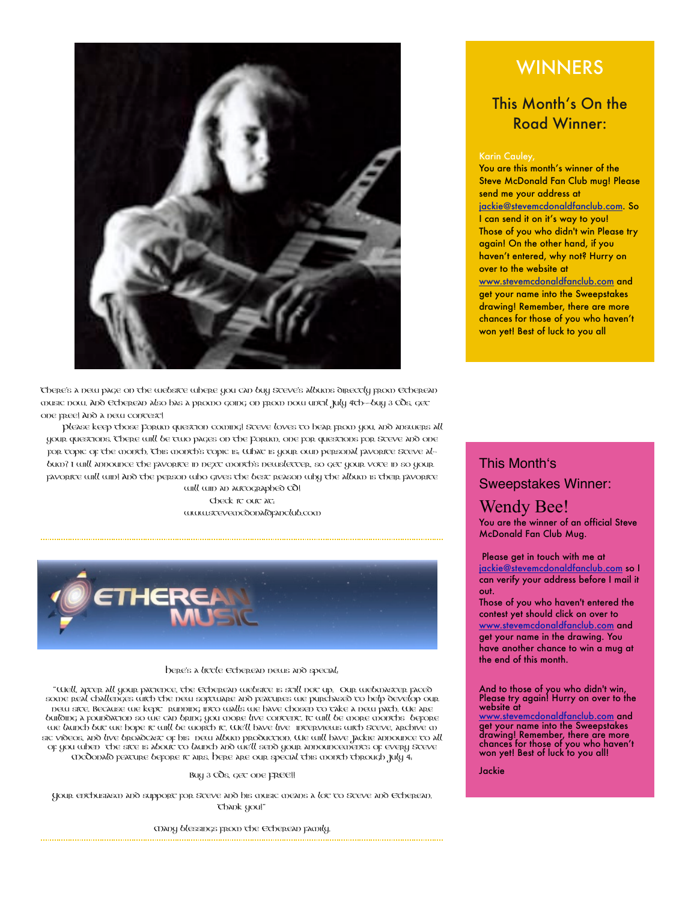There's a new page on the website where you can buy Steve's albums directly from Etherean Music now. And Etherean also has a promo going on from now until July 4th--buy 3 CDs, get one free! And a new contest!

Please keep those Forum question coming! Steve loves to hear from you, and answers all your questions. There will be two pages on the Forum, one for questions for Steve and one for topic of the month. This month's topic is, What is your own personal favorite Steve album? I will announce the favorite in next month's newsletter, so get your vote in so your favorite will win! And the person who gives the best reason why the album is their favorite will win an autographed CD!

Check it out at,
www.stevemcdonaldfanclub.com

---

Here's a little Etherean news and special:

"Well, after all your patience, the Etherean website is still not up. Our webmaster faced some real challenges with the new software and features we purchased to help develop our new site. Because we kept running into walls we have chosen to take a new path. We are building a foundation so we can bring you more live content. It will be more months before we launch but we hope it will be worth it. We'll have live interviews with Steve, archive music videos, and live broadcast of his new album production. We will have Jackie announce to all of you when the site is about to launch and we'll send your announcements of every Steve McDonald feature before it airs. Here are our special this month through July 4:

Buy 3 CDs, get one free!!

Your enthusiasm and support for Steve and his music means a lot to Steve and Etherean. Thank you!"

Many blessings from the Etherean family.

---

## WINNERS

### This Month's On the Road Winner:

Karin Cauley,
You are this month's winner of the Steve McDonald Fan Club mug! Please send me your address at jackie@stevemcdonaldfanclub.com. So I can send it on it's way to you! Those of you who didn't win Please try again! On the other hand, if you haven't entered, why not? Hurry on over to the website at www.stevemcdonaldfanclub.com and get your name into the Sweepstakes drawing! Remember, there are more chances for those of you who haven't won yet! Best of luck to you all

### This Month's Sweepstakes Winner:

## Wendy Bee!

You are the winner of an official Steve McDonald Fan Club Mug.

Please get in touch with me at jackie@stevemcdonaldfanclub.com so I can verify your address before I mail it out.
Those of you who haven't entered the contest yet should click on over to www.stevemcdonaldfanclub.com and get your name in the drawing. You have another chance to win a mug at the end of this month.

And to those of you who didn't win, Please try again! Hurry on over to the website at www.stevemcdonaldfanclub.com and get your name into the Sweepstakes drawing! Remember, there are more chances for those of you who haven't won yet! Best of luck to you all!

Jackie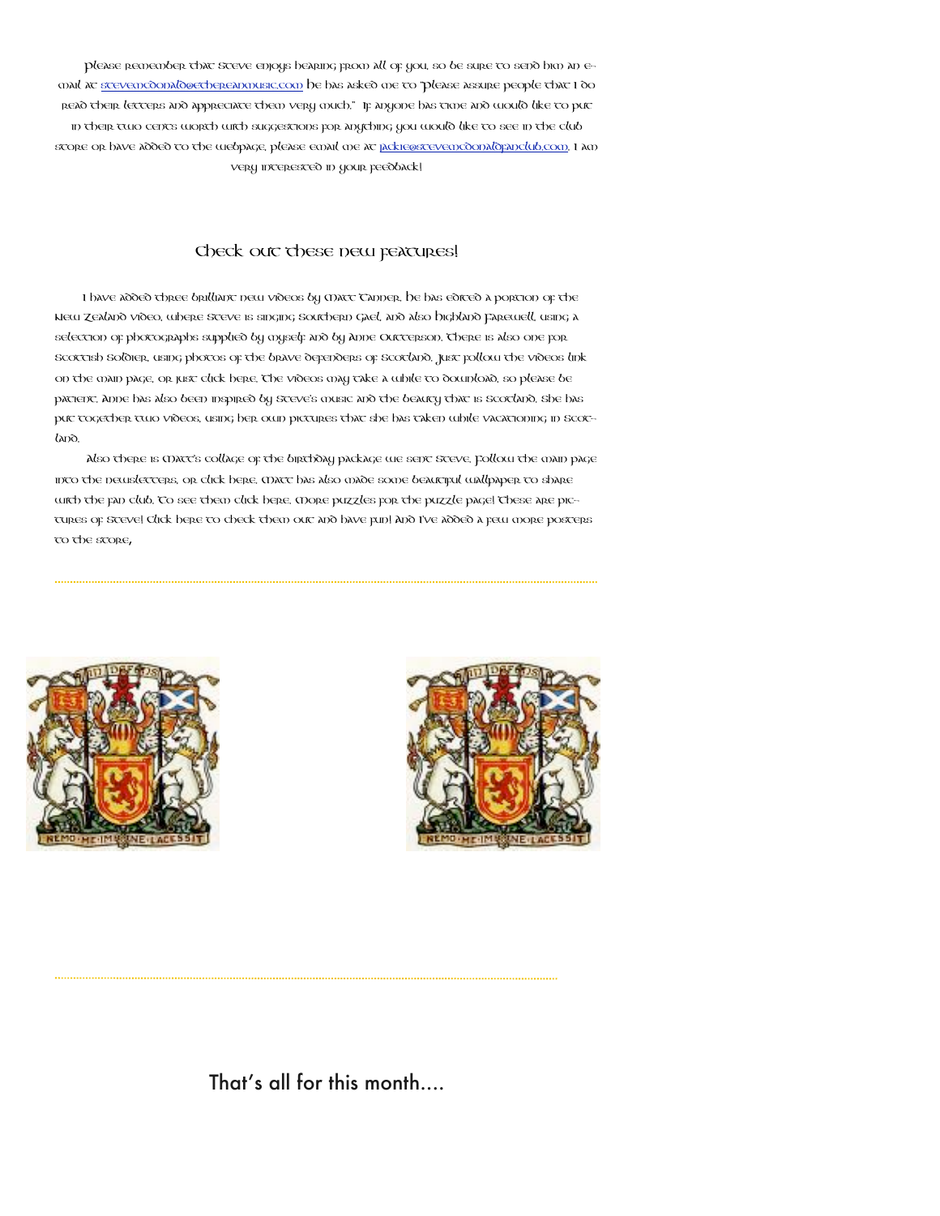Please remember that Steve enjoys hearing from all of you, so be sure to send him an e-mail at stevemcdonald@etchereanmusic.com He has asked me to "please assure people that I do read their letters and appreciate them very much." If anyone has time and would like to put in their two cents worth with suggestions for anything you would like to see in the club store or have added to the webpage, please email me at jackie@stevemcdonaldfanclub.com. I am very interested in your feedback!

## Check out these new features!

I have added three brilliant new videos by Matt Tanner. He has edited a portion of the New Zealand video, where Steve is singing Southern Gael, and also Highland Farewell, using a selection of photographs supplied by myself and by Anne Outterson. There is also one for Scottish Soldier, using photos of the brave defenders of Scotland. Just follow the videos link on the main page, or just click here. The videos may take a while to download, so please be patient. Anne has also been inspired by Steve's music and the beauty that is Scotland. She has put together two videos, using her own pictures that she has taken while vacationing in Scotland.

Also there is Matt's collage of the birthday package we sent Steve. Follow the main page into the newsletters, or click here. Matt has also made some beautiful wallpaper to share with the fan club. To see them click here. More puzzles for the puzzle page! These are pictures of Steve! Click here to check them out and have fun! And I've added a few more posters to the store,

That's all for this month....